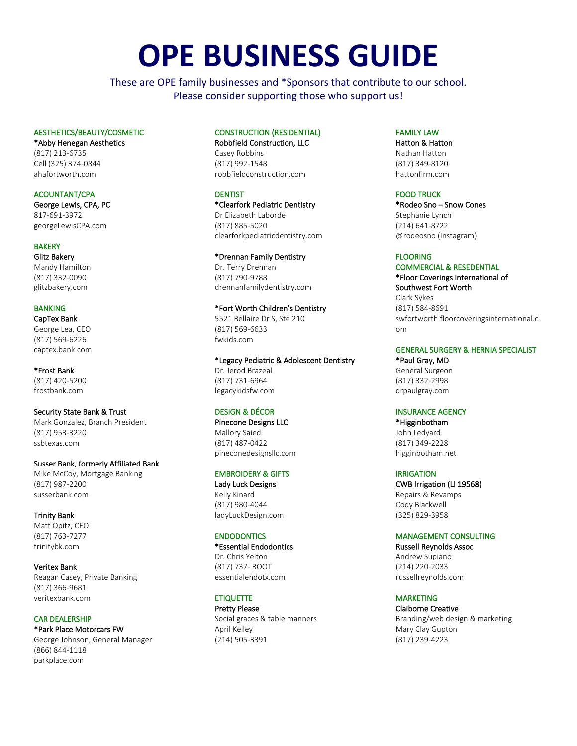# OPE BUSINESS GUIDE

These are OPE family businesses and *Sponsors that contribute to our school.
Please consider supporting those who support us!

### AESTHETICS/BEAUTY/COSMETIC

**\*Abby Henegan Aesthetics**
(817) 213-6735
Cell (325) 374-0844
ahafortworth.com

### ACOUNTANT/CPA

**George Lewis, CPA, PC**
817-691-3972
georgeLewisCPA.com

### BAKERY

**Glitz Bakery**
Mandy Hamilton
(817) 332-0090
glitzbakery.com

### BANKING

**CapTex Bank**
George Lea, CEO
(817) 569-6226
captex.bank.com

**\*Frost Bank**
(817) 420-5200
frostbank.com

**Security State Bank & Trust**
Mark Gonzalez, Branch President
(817) 953-3220
ssbtexas.com

**Susser Bank, formerly Affiliated Bank**
Mike McCoy, Mortgage Banking
(817) 987-2200
susserbank.com

**Trinity Bank**
Matt Opitz, CEO
(817) 763-7277
trinitybk.com

**Veritex Bank**
Reagan Casey, Private Banking
(817) 366-9681
veritexbank.com

### CAR DEALERSHIP

**\*Park Place Motorcars FW**
George Johnson, General Manager
(866) 844-1118
parkplace.com

### CONSTRUCTION (RESIDENTIAL)

**Robbfield Construction, LLC**
Casey Robbins
(817) 992-1548
robbfieldconstruction.com

### DENTIST

**\*Clearfork Pediatric Dentistry**
Dr Elizabeth Laborde
(817) 885-5020
clearforkpediatricdentistry.com

**\*Drennan Family Dentistry**
Dr. Terry Drennan
(817) 790-9788
drennanfamilydentistry.com

**\*Fort Worth Children's Dentistry**
5521 Bellaire Dr S, Ste 210
(817) 569-6633
fwkids.com

**\*Legacy Pediatric & Adolescent Dentistry**
Dr. Jerod Brazeal
(817) 731-6964
legacykidsfw.com

### DESIGN & DÉCOR

**Pinecone Designs LLC**
Mallory Saied
(817) 487-0422
pineconedesignsllc.com

### EMBROIDERY & GIFTS

**Lady Luck Designs**
Kelly Kinard
(817) 980-4044
ladyLuckDesign.com

### ENDODONTICS

**\*Essential Endodontics**
Dr. Chris Yelton
(817) 737- ROOT
essentialendotx.com

### ETIQUETTE

**Pretty Please**
Social graces & table manners
April Kelley
(214) 505-3391

### FAMILY LAW

**Hatton & Hatton**
Nathan Hatton
(817) 349-8120
hattonfirm.com

### FOOD TRUCK

**\*Rodeo Sno – Snow Cones**
Stephanie Lynch
(214) 641-8722
@rodeosno (Instagram)

### FLOORING COMMERCIAL & RESEDENTIAL

**\*Floor Coverings International of Southwest Fort Worth**
Clark Sykes
(817) 584-8691
swfortworth.floorcoveringsinternational.com

### GENERAL SURGERY & HERNIA SPECIALIST

**\*Paul Gray, MD**
General Surgeon
(817) 332-2998
drpaulgray.com

### INSURANCE AGENCY

**\*Higginbotham**
John Ledyard
(817) 349-2228
higginbotham.net

### IRRIGATION

**CWB Irrigation (LI 19568)**
Repairs & Revamps
Cody Blackwell
(325) 829-3958

### MANAGEMENT CONSULTING

**Russell Reynolds Assoc**
Andrew Supiano
(214) 220-2033
russellreynolds.com

### MARKETING

**Claiborne Creative**
Branding/web design & marketing
Mary Clay Gupton
(817) 239-4223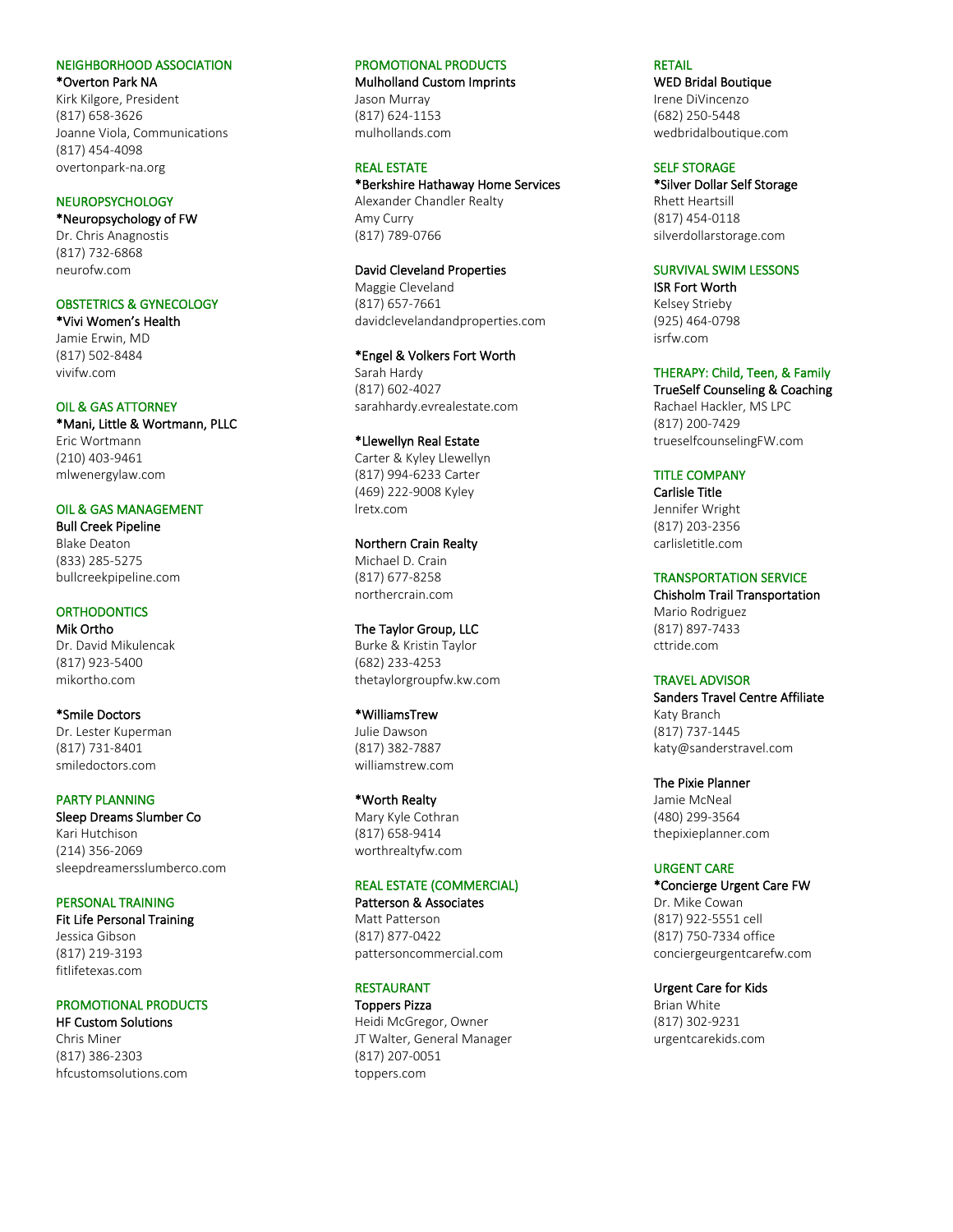## NEIGHBORHOOD ASSOCIATION

**\*Overton Park NA**
Kirk Kilgore, President
(817) 658-3626
Joanne Viola, Communications
(817) 454-4098
overtonpark-na.org

## NEUROPSYCHOLOGY

**\*Neuropsychology of FW**
Dr. Chris Anagnostis
(817) 732-6868
neurofw.com

## OBSTETRICS & GYNECOLOGY

**\*Vivi Women's Health**
Jamie Erwin, MD
(817) 502-8484
vivifw.com

## OIL & GAS ATTORNEY

**\*Mani, Little & Wortmann, PLLC**
Eric Wortmann
(210) 403-9461
mlwenergylaw.com

## OIL & GAS MANAGEMENT

**Bull Creek Pipeline**
Blake Deaton
(833) 285-5275
bullcreekpipeline.com

## ORTHODONTICS

**Mik Ortho**
Dr. David Mikulencak
(817) 923-5400
mikortho.com

**\*Smile Doctors**
Dr. Lester Kuperman
(817) 731-8401
smiledoctors.com

## PARTY PLANNING

**Sleep Dreams Slumber Co**
Kari Hutchison
(214) 356-2069
sleepdreamersslumberco.com

## PERSONAL TRAINING

**Fit Life Personal Training**
Jessica Gibson
(817) 219-3193
fitlifetexas.com

## PROMOTIONAL PRODUCTS

**HF Custom Solutions**
Chris Miner
(817) 386-2303
hfcustomsolutions.com

## PROMOTIONAL PRODUCTS

**Mulholland Custom Imprints**
Jason Murray
(817) 624-1153
mulhollands.com

## REAL ESTATE

**\*Berkshire Hathaway Home Services**
Alexander Chandler Realty
Amy Curry
(817) 789-0766

**David Cleveland Properties**
Maggie Cleveland
(817) 657-7661
davidclevelandandproperties.com

**\*Engel & Volkers Fort Worth**
Sarah Hardy
(817) 602-4027
sarahhardy.evrealestate.com

**\*Llewellyn Real Estate**
Carter & Kyley Llewellyn
(817) 994-6233 Carter
(469) 222-9008 Kyley
lretx.com

**Northern Crain Realty**
Michael D. Crain
(817) 677-8258
northercrain.com

**The Taylor Group, LLC**
Burke & Kristin Taylor
(682) 233-4253
thetaylorgroupfw.kw.com

**\*WilliamsTrew**
Julie Dawson
(817) 382-7887
williamstrew.com

**\*Worth Realty**
Mary Kyle Cothran
(817) 658-9414
worthrealtyfw.com

## REAL ESTATE (COMMERCIAL)

**Patterson & Associates**
Matt Patterson
(817) 877-0422
pattersoncommercial.com

## RESTAURANT

**Toppers Pizza**
Heidi McGregor, Owner
JT Walter, General Manager
(817) 207-0051
toppers.com

## RETAIL

**WED Bridal Boutique**
Irene DiVincenzo
(682) 250-5448
wedbridalboutique.com

## SELF STORAGE

**\*Silver Dollar Self Storage**
Rhett Heartsill
(817) 454-0118
silverdollarstorage.com

## SURVIVAL SWIM LESSONS

**ISR Fort Worth**
Kelsey Strieby
(925) 464-0798
isrfw.com

## THERAPY: Child, Teen, & Family

**TrueSelf Counseling & Coaching**
Rachael Hackler, MS LPC
(817) 200-7429
trueselfcounselingFW.com

## TITLE COMPANY

**Carlisle Title**
Jennifer Wright
(817) 203-2356
carlisletitle.com

## TRANSPORTATION SERVICE

**Chisholm Trail Transportation**
Mario Rodriguez
(817) 897-7433
cttride.com

## TRAVEL ADVISOR

**Sanders Travel Centre Affiliate**
Katy Branch
(817) 737-1445
katy@sanderstravel.com

**The Pixie Planner**
Jamie McNeal
(480) 299-3564
thepixieplanner.com

## URGENT CARE

**\*Concierge Urgent Care FW**
Dr. Mike Cowan
(817) 922-5551 cell
(817) 750-7334 office
conciergeurgentcarefw.com

**Urgent Care for Kids**
Brian White
(817) 302-9231
urgentcarekids.com